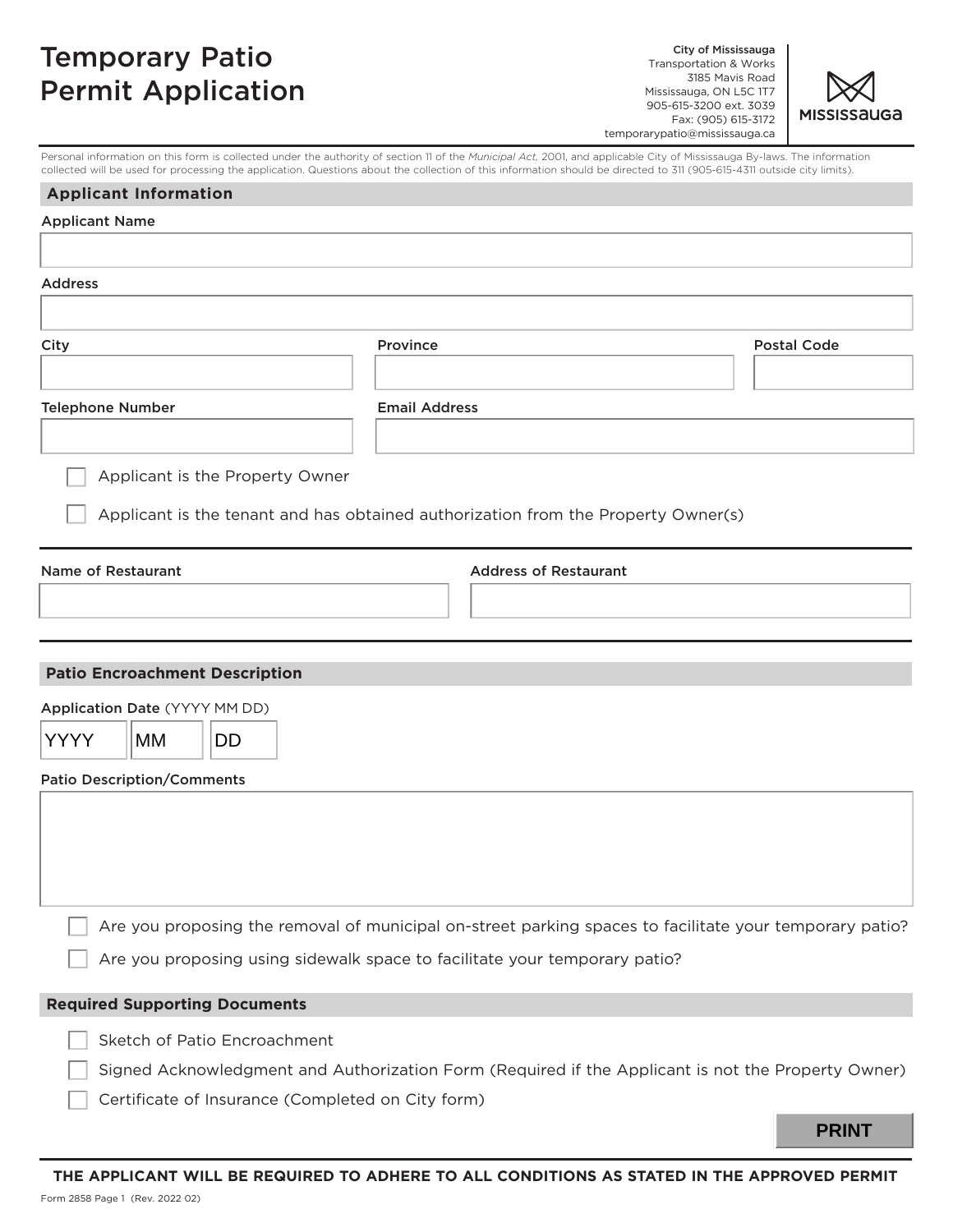# Temporary Patio Permit Application

**City of Mississauga**
Transportation & Works
3185 Mavis Road
Mississauga, ON L5C 1T7
905-615-3200 ext. 3039
Fax: (905) 615-3172
temporarypatio@mississauga.ca

MISSISSAUGA

Personal information on this form is collected under the authority of section 11 of the *Municipal Act*, 2001, and applicable City of Mississauga By-laws. The information collected will be used for processing the application. Questions about the collection of this information should be directed to 311 (905-615-4311 outside city limits).

## Applicant Information

Applicant Name

Address

City

Province

Postal Code

Telephone Number

Email Address

- ☐ Applicant is the Property Owner
- ☐ Applicant is the tenant and has obtained authorization from the Property Owner(s)

Name of Restaurant

Address of Restaurant

## Patio Encroachment Description

Application Date (YYYY MM DD)

| YYYY | MM | DD |
|---|---|---|

Patio Description/Comments

- ☐ Are you proposing the removal of municipal on-street parking spaces to facilitate your temporary patio?
- ☐ Are you proposing using sidewalk space to facilitate your temporary patio?

## Required Supporting Documents

- ☐ Sketch of Patio Encroachment
- ☐ Signed Acknowledgment and Authorization Form (Required if the Applicant is not the Property Owner)
- ☐ Certificate of Insurance (Completed on City form)

PRINT

**THE APPLICANT WILL BE REQUIRED TO ADHERE TO ALL CONDITIONS AS STATED IN THE APPROVED PERMIT**

Form 2858 Page 1 (Rev. 2022 02)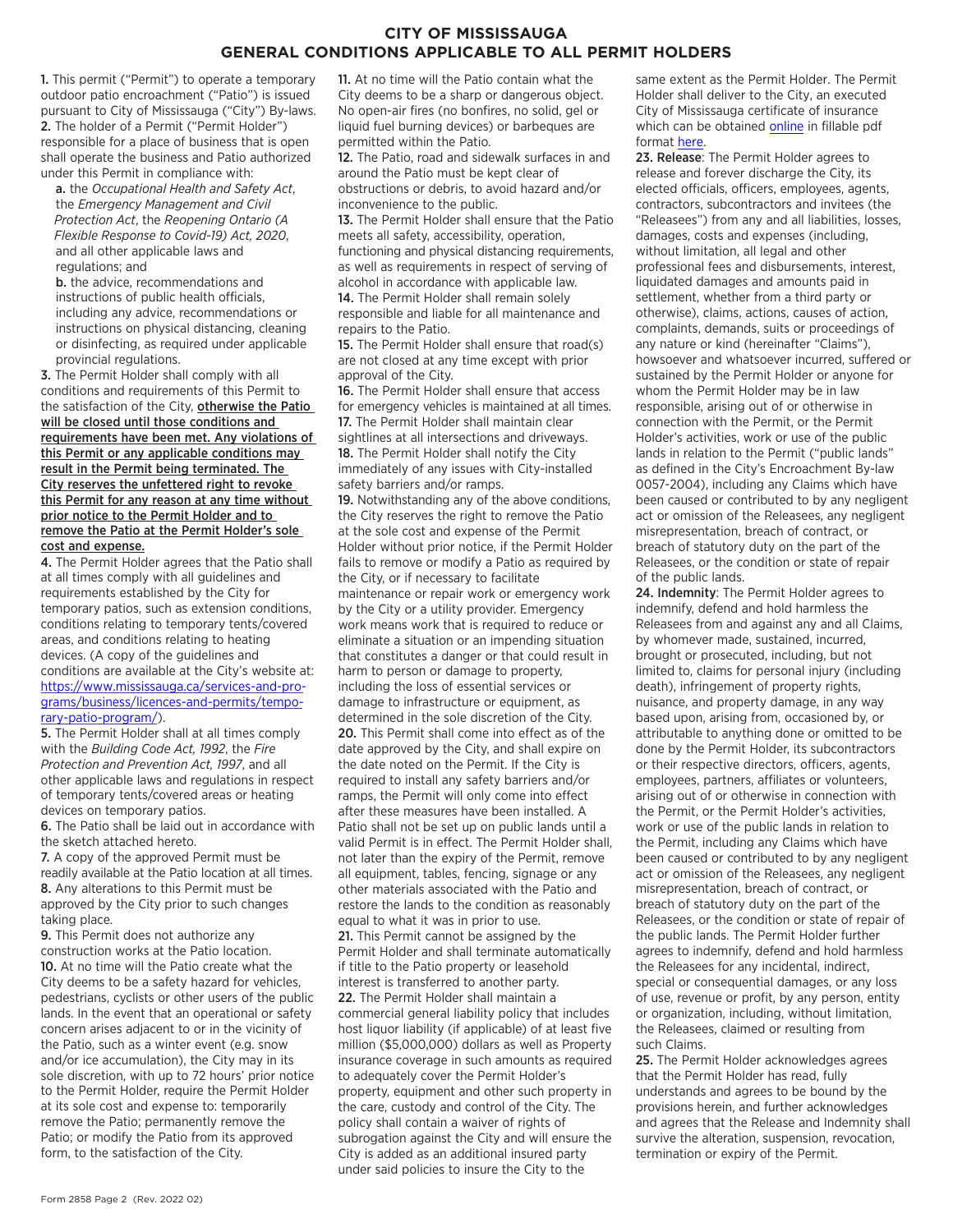# CITY OF MISSISSAUGA
## GENERAL CONDITIONS APPLICABLE TO ALL PERMIT HOLDERS

**1.** This permit ("Permit") to operate a temporary outdoor patio encroachment ("Patio") is issued pursuant to City of Mississauga ("City") By-laws.

**2.** The holder of a Permit ("Permit Holder") responsible for a place of business that is open shall operate the business and Patio authorized under this Permit in compliance with:

- **a.** the *Occupational Health and Safety Act*, the *Emergency Management and Civil Protection Act*, the *Reopening Ontario (A Flexible Response to Covid-19) Act, 2020*, and all other applicable laws and regulations; and
- **b.** the advice, recommendations and instructions of public health officials, including any advice, recommendations or instructions on physical distancing, cleaning or disinfecting, as required under applicable provincial regulations.

**3.** The Permit Holder shall comply with all conditions and requirements of this Permit to the satisfaction of the City, otherwise the Patio will be closed until those conditions and requirements have been met. Any violations of this Permit or any applicable conditions may result in the Permit being terminated. The City reserves the unfettered right to revoke this Permit for any reason at any time without prior notice to the Permit Holder and to remove the Patio at the Permit Holder's sole cost and expense.

**4.** The Permit Holder agrees that the Patio shall at all times comply with all guidelines and requirements established by the City for temporary patios, such as extension conditions, conditions relating to temporary tents/covered areas, and conditions relating to heating devices. (A copy of the guidelines and conditions are available at the City's website at: https://www.mississauga.ca/services-and-programs/business/licences-and-permits/temporary-patio-program/).

**5.** The Permit Holder shall at all times comply with the *Building Code Act, 1992*, the *Fire Protection and Prevention Act, 1997*, and all other applicable laws and regulations in respect of temporary tents/covered areas or heating devices on temporary patios.

**6.** The Patio shall be laid out in accordance with the sketch attached hereto.

**7.** A copy of the approved Permit must be readily available at the Patio location at all times.

**8.** Any alterations to this Permit must be approved by the City prior to such changes taking place.

**9.** This Permit does not authorize any construction works at the Patio location.

**10.** At no time will the Patio create what the City deems to be a safety hazard for vehicles, pedestrians, cyclists or other users of the public lands. In the event that an operational or safety concern arises adjacent to or in the vicinity of the Patio, such as a winter event (e.g. snow and/or ice accumulation), the City may in its sole discretion, with up to 72 hours' prior notice to the Permit Holder, require the Permit Holder at its sole cost and expense to: temporarily remove the Patio; permanently remove the Patio; or modify the Patio from its approved form, to the satisfaction of the City.

**11.** At no time will the Patio contain what the City deems to be a sharp or dangerous object. No open-air fires (no bonfires, no solid, gel or liquid fuel burning devices) or barbeques are permitted within the Patio.

**12.** The Patio, road and sidewalk surfaces in and around the Patio must be kept clear of obstructions or debris, to avoid hazard and/or inconvenience to the public.

**13.** The Permit Holder shall ensure that the Patio meets all safety, accessibility, operation, functioning and physical distancing requirements, as well as requirements in respect of serving of alcohol in accordance with applicable law.

**14.** The Permit Holder shall remain solely responsible and liable for all maintenance and repairs to the Patio.

**15.** The Permit Holder shall ensure that road(s) are not closed at any time except with prior approval of the City.

**16.** The Permit Holder shall ensure that access for emergency vehicles is maintained at all times.

**17.** The Permit Holder shall maintain clear sightlines at all intersections and driveways.

**18.** The Permit Holder shall notify the City immediately of any issues with City-installed safety barriers and/or ramps.

**19.** Notwithstanding any of the above conditions, the City reserves the right to remove the Patio at the sole cost and expense of the Permit Holder without prior notice, if the Permit Holder fails to remove or modify a Patio as required by the City, or if necessary to facilitate maintenance or repair work or emergency work by the City or a utility provider. Emergency work means work that is required to reduce or eliminate a situation or an impending situation that constitutes a danger or that could result in harm to person or damage to property, including the loss of essential services or damage to infrastructure or equipment, as determined in the sole discretion of the City.

**20.** This Permit shall come into effect as of the date approved by the City, and shall expire on the date noted on the Permit. If the City is required to install any safety barriers and/or ramps, the Permit will only come into effect after these measures have been installed. A Patio shall not be set up on public lands until a valid Permit is in effect. The Permit Holder shall, not later than the expiry of the Permit, remove all equipment, tables, fencing, signage or any other materials associated with the Patio and restore the lands to the condition as reasonably equal to what it was in prior to use.

**21.** This Permit cannot be assigned by the Permit Holder and shall terminate automatically if title to the Patio property or leasehold interest is transferred to another party.

**22.** The Permit Holder shall maintain a commercial general liability policy that includes host liquor liability (if applicable) of at least five million ($5,000,000) dollars as well as Property insurance coverage in such amounts as required to adequately cover the Permit Holder's property, equipment and other such property in the care, custody and control of the City. The policy shall contain a waiver of rights of subrogation against the City and will ensure the City is added as an additional insured party under said policies to insure the City to the same extent as the Permit Holder. The Permit Holder shall deliver to the City, an executed City of Mississauga certificate of insurance which can be obtained online in fillable pdf format here.

**23. Release**: The Permit Holder agrees to release and forever discharge the City, its elected officials, officers, employees, agents, contractors, subcontractors and invitees (the "Releasees") from any and all liabilities, losses, damages, costs and expenses (including, without limitation, all legal and other professional fees and disbursements, interest, liquidated damages and amounts paid in settlement, whether from a third party or otherwise), claims, actions, causes of action, complaints, demands, suits or proceedings of any nature or kind (hereinafter "Claims"), howsoever and whatsoever incurred, suffered or sustained by the Permit Holder or anyone for whom the Permit Holder may be in law responsible, arising out of or otherwise in connection with the Permit, or the Permit Holder's activities, work or use of the public lands in relation to the Permit ("public lands" as defined in the City's Encroachment By-law 0057-2004), including any Claims which have been caused or contributed to by any negligent act or omission of the Releasees, any negligent misrepresentation, breach of contract, or breach of statutory duty on the part of the Releasees, or the condition or state of repair of the public lands.

**24. Indemnity**: The Permit Holder agrees to indemnify, defend and hold harmless the Releasees from and against any and all Claims, by whomever made, sustained, incurred, brought or prosecuted, including, but not limited to, claims for personal injury (including death), infringement of property rights, nuisance, and property damage, in any way based upon, arising from, occasioned by, or attributable to anything done or omitted to be done by the Permit Holder, its subcontractors or their respective directors, officers, agents, employees, partners, affiliates or volunteers, arising out of or otherwise in connection with the Permit, or the Permit Holder's activities, work or use of the public lands in relation to the Permit, including any Claims which have been caused or contributed to by any negligent act or omission of the Releasees, any negligent misrepresentation, breach of contract, or breach of statutory duty on the part of the Releasees, or the condition or state of repair of the public lands. The Permit Holder further agrees to indemnify, defend and hold harmless the Releasees for any incidental, indirect, special or consequential damages, or any loss of use, revenue or profit, by any person, entity or organization, including, without limitation, the Releasees, claimed or resulting from such Claims.

**25.** The Permit Holder acknowledges agrees that the Permit Holder has read, fully understands and agrees to be bound by the provisions herein, and further acknowledges and agrees that the Release and Indemnity shall survive the alteration, suspension, revocation, termination or expiry of the Permit.

Form 2858 Page 2 (Rev. 2022 02)